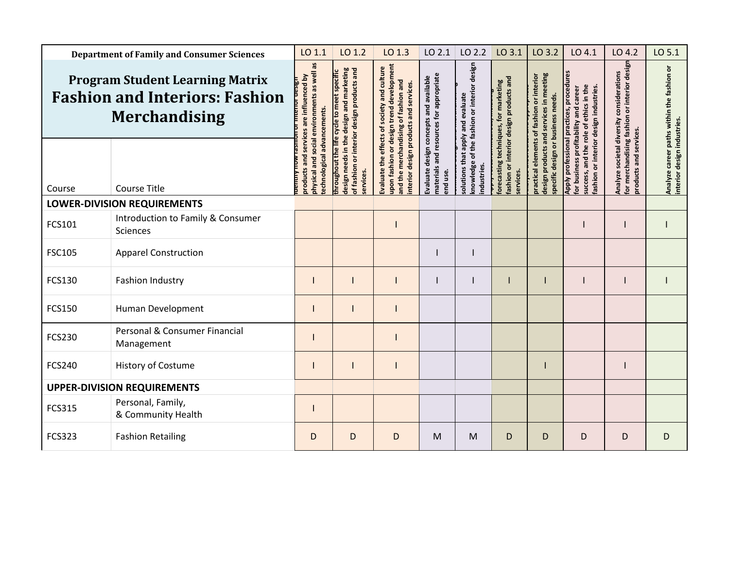**Department of Family and Consumer Sciences**

# Program Student Learning Matrix
# Fashion and Interiors: Fashion Merchandising

| Course | Course Title | LO 1.1 | LO 1.2 | LO 1.3 | LO 2.1 | LO 2.2 | LO 3.1 | LO 3.2 | LO 4.1 | LO 4.2 | LO 5.1 |
|---|---|---|---|---|---|---|---|---|---|---|---|
| | | Identify how fashion or interior design products and services are influenced by physical and social environments as well as technological advancements. | throughout the life cycle to meet specific design needs in the design and marketing of fashion or interior design products and services. | Evaluate the effects of society and culture upon fashion or design trend development and the merchandising of fashion and interior design products and services. | Evaluate design concepts and available materials and resources for appropriate end use. | solutions that apply and evaluate knowledge of the fashion or interior design industries. | forecasting techniques, for marketing fashion or interior design products and services. | practical elements of fashion or interior design products and services in meeting specific design or business needs. | Apply professional practices, procedures for business profitability and career success, and the role of ethics in the fashion or interior design industries. | Analyze societal diversity considerations for merchandising fashion or interior design products and services. | Analyze career paths within the fashion or interior design industries. |
| **LOWER-DIVISION REQUIREMENTS** | | | | | | | | | | | |
| FCS101 | Introduction to Family & Consumer Sciences | | | I | | | | | I | I | I |
| FSC105 | Apparel Construction | | | | I | I | | | | | |
| FCS130 | Fashion Industry | I | I | I | I | I | I | I | I | I | I |
| FCS150 | Human Development | I | I | I | | | | | | | |
| FCS230 | Personal & Consumer Financial Management | I | | I | | | | | | | |
| FCS240 | History of Costume | I | I | I | | | | I | | I | |
| **UPPER-DIVISION REQUIREMENTS** | | | | | | | | | | | |
| FCS315 | Personal, Family, & Community Health | I | | | | | | | | | |
| FCS323 | Fashion Retailing | D | D | D | M | M | D | D | D | D | D |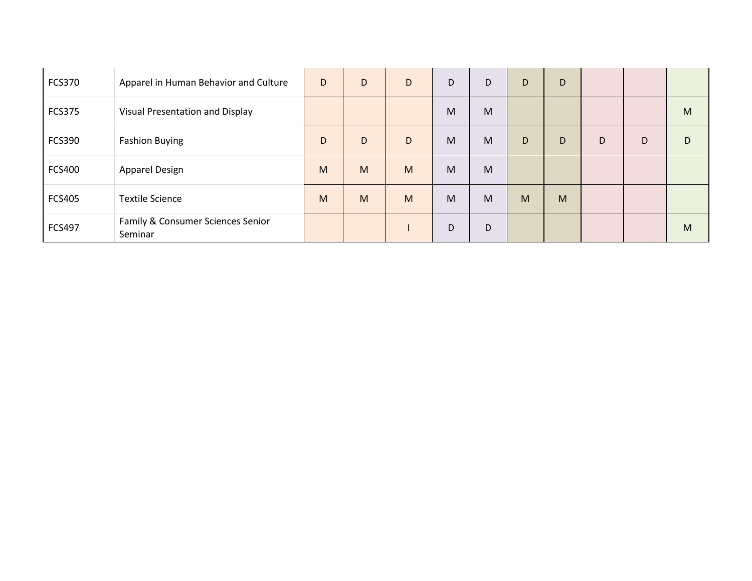| | | | | | | | | | | | |
|---|---|---|---|---|---|---|---|---|---|---|---|
| FCS370 | Apparel in Human Behavior and Culture | D | D | D | D | D | D | D | | | |
| FCS375 | Visual Presentation and Display | | | | M | M | | | | | M |
| FCS390 | Fashion Buying | D | D | D | M | M | D | D | D | D | D |
| FCS400 | Apparel Design | M | M | M | M | M | | | | | |
| FCS405 | Textile Science | M | M | M | M | M | M | M | | | |
| FCS497 | Family & Consumer Sciences Senior Seminar | | | I | D | D | | | | | M |